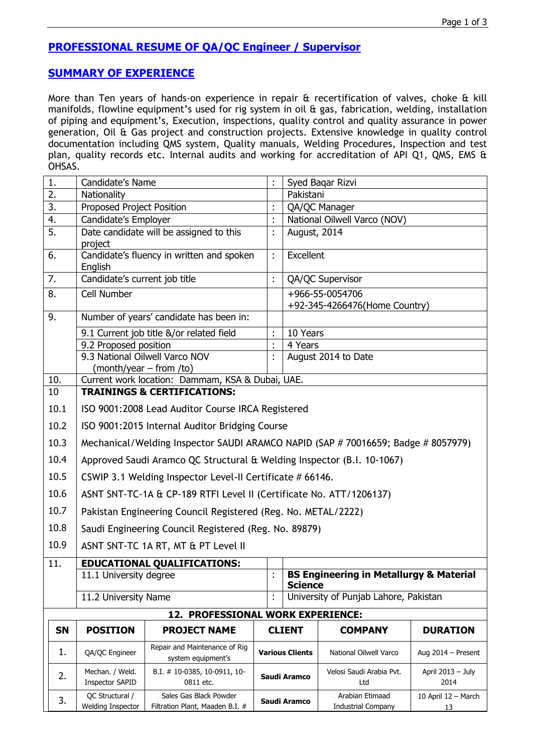## PROFESSIONAL RESUME OF QA/QC Engineer / Supervisor

## SUMMARY OF EXPERIENCE

More than Ten years of hands-on experience in repair & recertification of valves, choke & kill manifolds, flowline equipment's used for rig system in oil & gas, fabrication, welding, installation of piping and equipment's, Execution, inspections, quality control and quality assurance in power generation, Oil & Gas project and construction projects. Extensive knowledge in quality control documentation including QMS system, Quality manuals, Welding Procedures, Inspection and test plan, quality records etc. Internal audits and working for accreditation of API Q1, QMS, EMS & OHSAS.

| | | | |
|---|---|---|---|
| 1. | Candidate's Name | : | Syed Baqar Rizvi |
| 2. | Nationality | | Pakistani |
| 3. | Proposed Project Position | : | QA/QC Manager |
| 4. | Candidate's Employer | : | National Oilwell Varco (NOV) |
| 5. | Date candidate will be assigned to this project | : | August, 2014 |
| 6. | Candidate's fluency in written and spoken English | : | Excellent |
| 7. | Candidate's current job title | : | QA/QC Supervisor |
| 8. | Cell Number | | +966-55-0054706<br>+92-345-4266476(Home Country) |
| 9. | Number of years' candidate has been in: | | |
| | 9.1 Current job title &/or related field | : | 10 Years |
| | 9.2 Proposed position | : | 4 Years |
| | 9.3 National Oilwell Varco NOV (month/year – from /to) | : | August 2014 to Date |
| 10. | Current work location: Dammam, KSA & Dubai, UAE. | | |
| 10 | **TRAININGS & CERTIFICATIONS:** | | |
| 10.1 | ISO 9001:2008 Lead Auditor Course IRCA Registered | | |
| 10.2 | ISO 9001:2015 Internal Auditor Bridging Course | | |
| 10.3 | Mechanical/Welding Inspector SAUDI ARAMCO NAPID (SAP # 70016659; Badge # 8057979) | | |
| 10.4 | Approved Saudi Aramco QC Structural & Welding Inspector (B.I. 10-1067) | | |
| 10.5 | CSWIP 3.1 Welding Inspector Level-II Certificate # 66146. | | |
| 10.6 | ASNT SNT-TC-1A & CP-189 RTFI Level II (Certificate No. ATT/1206137) | | |
| 10.7 | Pakistan Engineering Council Registered (Reg. No. METAL/2222) | | |
| 10.8 | Saudi Engineering Council Registered (Reg. No. 89879) | | |
| 10.9 | ASNT SNT-TC 1A RT, MT & PT Level II | | |
| 11. | **EDUCATIONAL QUALIFICATIONS:** | | |
| | 11.1 University degree | : | **BS Engineering in Metallurgy & Material Science** |
| | 11.2 University Name | : | University of Punjab Lahore, Pakistan |

**12. PROFESSIONAL WORK EXPERIENCE:**

| SN | POSITION | PROJECT NAME | CLIENT | COMPANY | DURATION |
|---|---|---|---|---|---|
| 1. | QA/QC Engineer | Repair and Maintenance of Rig system equipment's | **Various Clients** | National Oilwell Varco | Aug 2014 – Present |
| 2. | Mechan. / Weld. Inspector SAPID | B.I. # 10-0385, 10-0911, 10-0811 etc. | **Saudi Aramco** | Velosi Saudi Arabia Pvt. Ltd | April 2013 – July 2014 |
| 3. | QC Structural / Welding Inspector | Sales Gas Black Powder Filtration Plant, Maaden B.I. # | **Saudi Aramco** | Arabian Etimaad Industrial Company | 10 April 12 – March 13 |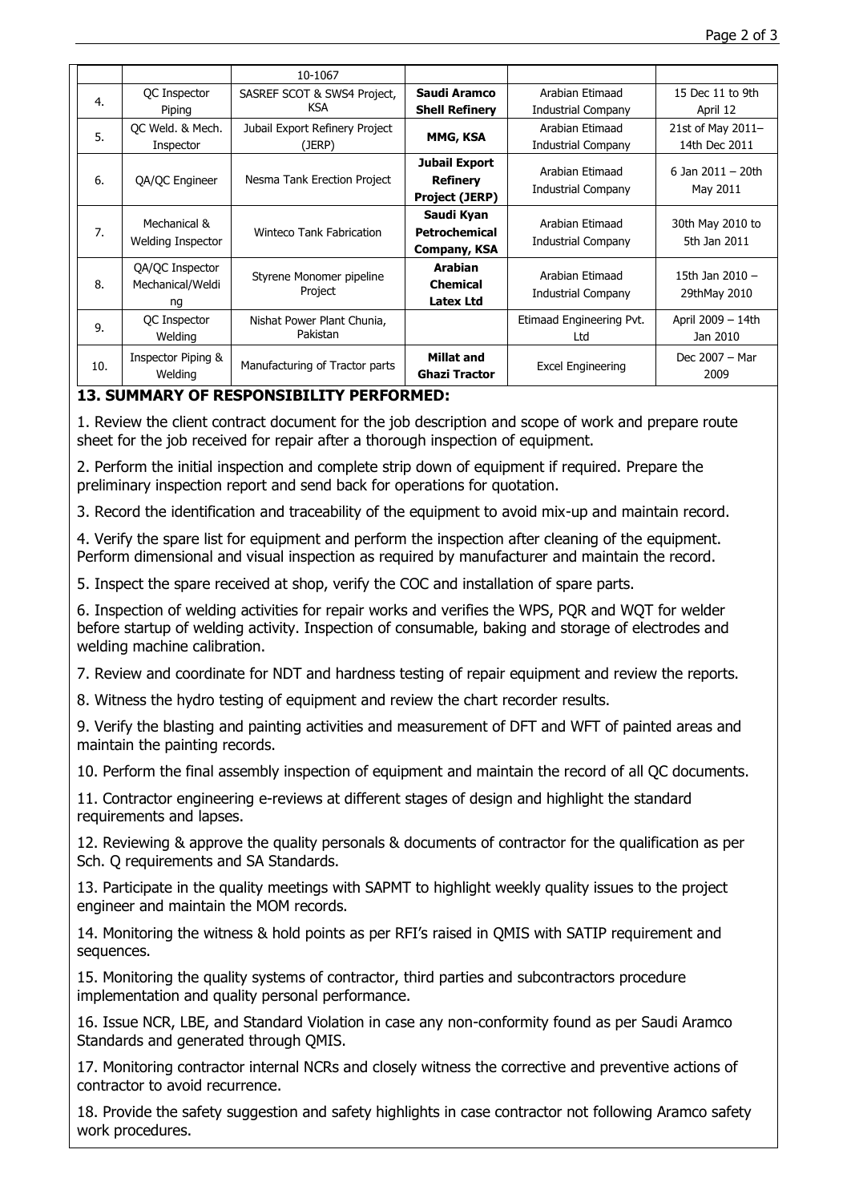|  |  | 10-1067 |  |  |  |
|---|---|---|---|---|---|
| 4. | QC Inspector Piping | SASREF SCOT & SWS4 Project, KSA | **Saudi Aramco Shell Refinery** | Arabian Etimaad Industrial Company | 15 Dec 11 to 9th April 12 |
| 5. | QC Weld. & Mech. Inspector | Jubail Export Refinery Project (JERP) | **MMG, KSA** | Arabian Etimaad Industrial Company | 21st of May 2011– 14th Dec 2011 |
| 6. | QA/QC Engineer | Nesma Tank Erection Project | **Jubail Export Refinery Project (JERP)** | Arabian Etimaad Industrial Company | 6 Jan 2011 – 20th May 2011 |
| 7. | Mechanical & Welding Inspector | Winteco Tank Fabrication | **Saudi Kyan Petrochemical Company, KSA** | Arabian Etimaad Industrial Company | 30th May 2010 to 5th Jan 2011 |
| 8. | QA/QC Inspector Mechanical/Welding | Styrene Monomer pipeline Project | **Arabian Chemical Latex Ltd** | Arabian Etimaad Industrial Company | 15th Jan 2010 – 29thMay 2010 |
| 9. | QC Inspector Welding | Nishat Power Plant Chunia, Pakistan |  | Etimaad Engineering Pvt. Ltd | April 2009 – 14th Jan 2010 |
| 10. | Inspector Piping & Welding | Manufacturing of Tractor parts | **Millat and Ghazi Tractor** | Excel Engineering | Dec 2007 – Mar 2009 |

## 13. SUMMARY OF RESPONSIBILITY PERFORMED:

1. Review the client contract document for the job description and scope of work and prepare route sheet for the job received for repair after a thorough inspection of equipment.

2. Perform the initial inspection and complete strip down of equipment if required. Prepare the preliminary inspection report and send back for operations for quotation.

3. Record the identification and traceability of the equipment to avoid mix-up and maintain record.

4. Verify the spare list for equipment and perform the inspection after cleaning of the equipment. Perform dimensional and visual inspection as required by manufacturer and maintain the record.

5. Inspect the spare received at shop, verify the COC and installation of spare parts.

6. Inspection of welding activities for repair works and verifies the WPS, PQR and WQT for welder before startup of welding activity. Inspection of consumable, baking and storage of electrodes and welding machine calibration.

7. Review and coordinate for NDT and hardness testing of repair equipment and review the reports.

8. Witness the hydro testing of equipment and review the chart recorder results.

9. Verify the blasting and painting activities and measurement of DFT and WFT of painted areas and maintain the painting records.

10. Perform the final assembly inspection of equipment and maintain the record of all QC documents.

11. Contractor engineering e-reviews at different stages of design and highlight the standard requirements and lapses.

12. Reviewing & approve the quality personals & documents of contractor for the qualification as per Sch. Q requirements and SA Standards.

13. Participate in the quality meetings with SAPMT to highlight weekly quality issues to the project engineer and maintain the MOM records.

14. Monitoring the witness & hold points as per RFI's raised in QMIS with SATIP requirement and sequences.

15. Monitoring the quality systems of contractor, third parties and subcontractors procedure implementation and quality personal performance.

16. Issue NCR, LBE, and Standard Violation in case any non-conformity found as per Saudi Aramco Standards and generated through QMIS.

17. Monitoring contractor internal NCRs and closely witness the corrective and preventive actions of contractor to avoid recurrence.

18. Provide the safety suggestion and safety highlights in case contractor not following Aramco safety work procedures.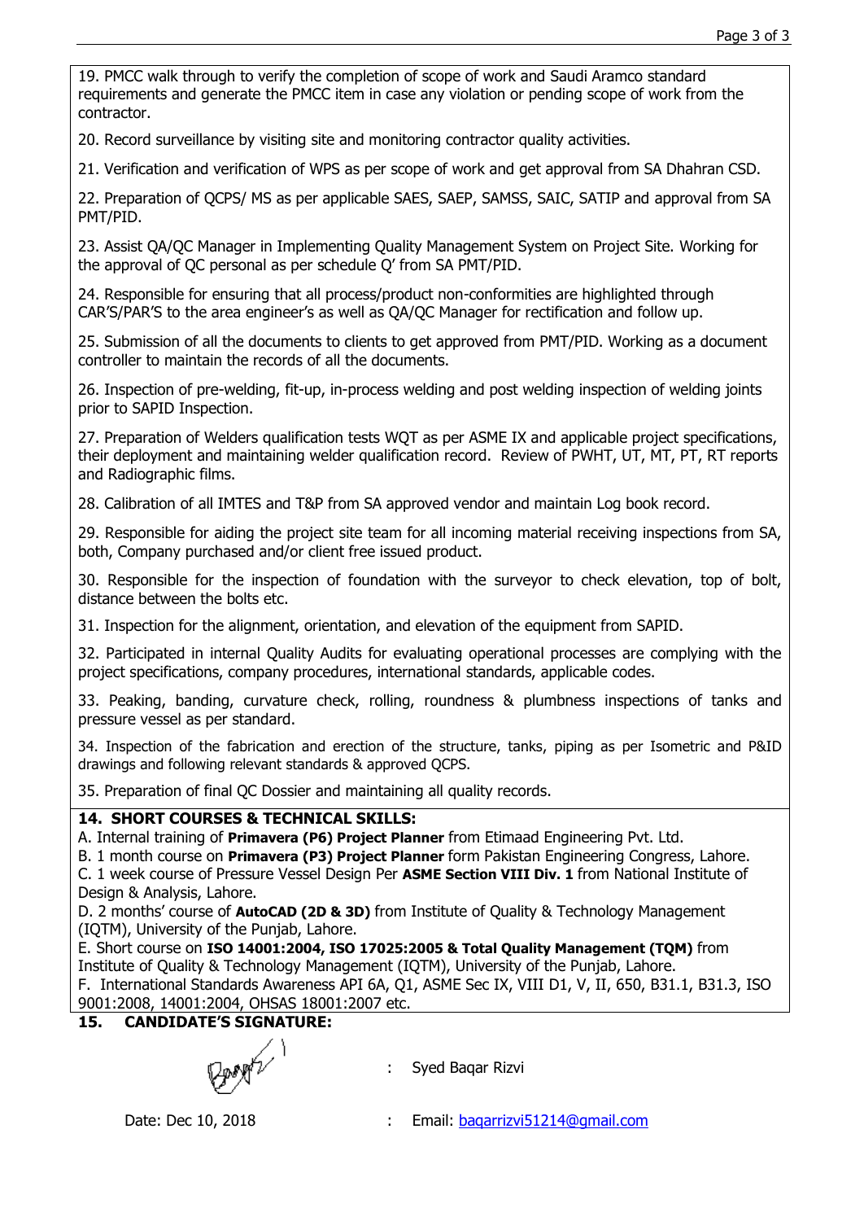19. PMCC walk through to verify the completion of scope of work and Saudi Aramco standard requirements and generate the PMCC item in case any violation or pending scope of work from the contractor.

20. Record surveillance by visiting site and monitoring contractor quality activities.

21. Verification and verification of WPS as per scope of work and get approval from SA Dhahran CSD.

22. Preparation of QCPS/ MS as per applicable SAES, SAEP, SAMSS, SAIC, SATIP and approval from SA PMT/PID.

23. Assist QA/QC Manager in Implementing Quality Management System on Project Site. Working for the approval of QC personal as per schedule Q' from SA PMT/PID.

24. Responsible for ensuring that all process/product non-conformities are highlighted through CAR'S/PAR'S to the area engineer's as well as QA/QC Manager for rectification and follow up.

25. Submission of all the documents to clients to get approved from PMT/PID. Working as a document controller to maintain the records of all the documents.

26. Inspection of pre-welding, fit-up, in-process welding and post welding inspection of welding joints prior to SAPID Inspection.

27. Preparation of Welders qualification tests WQT as per ASME IX and applicable project specifications, their deployment and maintaining welder qualification record. Review of PWHT, UT, MT, PT, RT reports and Radiographic films.

28. Calibration of all IMTES and T&P from SA approved vendor and maintain Log book record.

29. Responsible for aiding the project site team for all incoming material receiving inspections from SA, both, Company purchased and/or client free issued product.

30. Responsible for the inspection of foundation with the surveyor to check elevation, top of bolt, distance between the bolts etc.

31. Inspection for the alignment, orientation, and elevation of the equipment from SAPID.

32. Participated in internal Quality Audits for evaluating operational processes are complying with the project specifications, company procedures, international standards, applicable codes.

33. Peaking, banding, curvature check, rolling, roundness & plumbness inspections of tanks and pressure vessel as per standard.

34. Inspection of the fabrication and erection of the structure, tanks, piping as per Isometric and P&ID drawings and following relevant standards & approved QCPS.

35. Preparation of final QC Dossier and maintaining all quality records.

**14. SHORT COURSES & TECHNICAL SKILLS:**

A. Internal training of **Primavera (P6) Project Planner** from Etimaad Engineering Pvt. Ltd.
B. 1 month course on **Primavera (P3) Project Planner** form Pakistan Engineering Congress, Lahore.
C. 1 week course of Pressure Vessel Design Per **ASME Section VIII Div. 1** from National Institute of Design & Analysis, Lahore.
D. 2 months' course of **AutoCAD (2D & 3D)** from Institute of Quality & Technology Management (IQTM), University of the Punjab, Lahore.
E. Short course on **ISO 14001:2004, ISO 17025:2005 & Total Quality Management (TQM)** from Institute of Quality & Technology Management (IQTM), University of the Punjab, Lahore.
F. International Standards Awareness API 6A, Q1, ASME Sec IX, VIII D1, V, II, 650, B31.1, B31.3, ISO 9001:2008, 14001:2004, OHSAS 18001:2007 etc.

**15. CANDIDATE'S SIGNATURE:**

: Syed Baqar Rizvi

Date: Dec 10, 2018 : Email: baqarrizvi51214@gmail.com